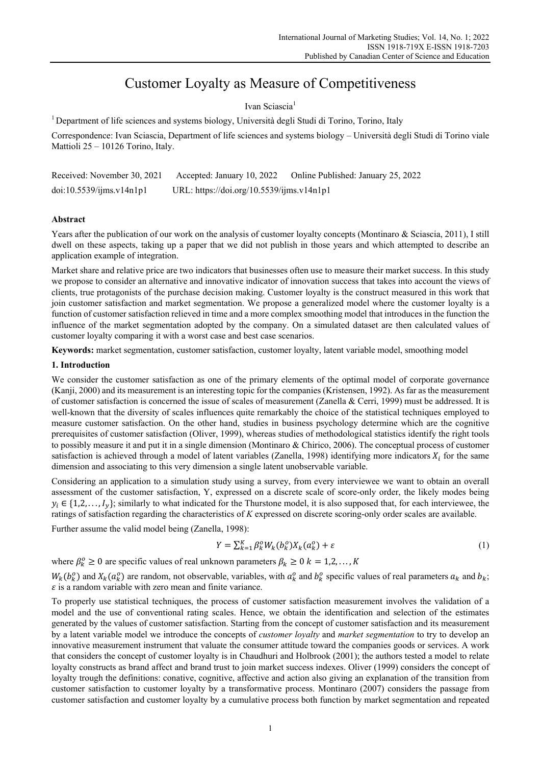# Customer Loyalty as Measure of Competitiveness

Ivan Sciascia[1]

[1] Department of life sciences and systems biology, Università degli Studi di Torino, Torino, Italy

Correspondence: Ivan Sciascia, Department of life sciences and systems biology – Università degli Studi di Torino viale Mattioli 25 – 10126 Torino, Italy.

Received: November 30, 2021 Accepted: January 10, 2022 Online Published: January 25, 2022

doi:10.5539/ijms.v14n1p1 URL: https://doi.org/10.5539/ijms.v14n1p1

## Abstract

Years after the publication of our work on the analysis of customer loyalty concepts (Montinaro & Sciascia, 2011), I still dwell on these aspects, taking up a paper that we did not publish in those years and which attempted to describe an application example of integration.

Market share and relative price are two indicators that businesses often use to measure their market success. In this study we propose to consider an alternative and innovative indicator of innovation success that takes into account the views of clients, true protagonists of the purchase decision making. Customer loyalty is the construct measured in this work that join customer satisfaction and market segmentation. We propose a generalized model where the customer loyalty is a function of customer satisfaction relieved in time and a more complex smoothing model that introduces in the function the influence of the market segmentation adopted by the company. On a simulated dataset are then calculated values of customer loyalty comparing it with a worst case and best case scenarios.

**Keywords:** market segmentation, customer satisfaction, customer loyalty, latent variable model, smoothing model

## 1. Introduction

We consider the customer satisfaction as one of the primary elements of the optimal model of corporate governance (Kanji, 2000) and its measurement is an interesting topic for the companies (Kristensen, 1992). As far as the measurement of customer satisfaction is concerned the issue of scales of measurement (Zanella & Cerri, 1999) must be addressed. It is well-known that the diversity of scales influences quite remarkably the choice of the statistical techniques employed to measure customer satisfaction. On the other hand, studies in business psychology determine which are the cognitive prerequisites of customer satisfaction (Oliver, 1999), whereas studies of methodological statistics identify the right tools to possibly measure it and put it in a single dimension (Montinaro & Chirico, 2006). The conceptual process of customer satisfaction is achieved through a model of latent variables (Zanella, 1998) identifying more indicators $X_i$ for the same dimension and associating to this very dimension a single latent unobservable variable.

Considering an application to a simulation study using a survey, from every interviewee we want to obtain an overall assessment of the customer satisfaction, Y, expressed on a discrete scale of score-only order, the likely modes being $y_i \in \{1,2,\ldots,I_y\}$; similarly to what indicated for the Thurstone model, it is also supposed that, for each interviewee, the ratings of satisfaction regarding the characteristics of *K* expressed on discrete scoring-only order scales are available.

Further assume the valid model being (Zanella, 1998):

$$Y = \sum_{k=1}^{K} \beta_k^o W_k(b_k^o) X_k(a_k^o) + \varepsilon \tag{1}$$

where $\beta_k^o \geq 0$ are specific values of real unknown parameters $\beta_k \geq 0$ $k = 1,2,\ldots,K$

$W_k(b_k^o)$ and $X_k(a_k^o)$ are random, not observable, variables, with $a_k^o$ and $b_k^o$ specific values of real parameters $a_k$ and $b_k$; $\varepsilon$ is a random variable with zero mean and finite variance.

To properly use statistical techniques, the process of customer satisfaction measurement involves the validation of a model and the use of conventional rating scales. Hence, we obtain the identification and selection of the estimates generated by the values of customer satisfaction. Starting from the concept of customer satisfaction and its measurement by a latent variable model we introduce the concepts of *customer loyalty* and *market segmentation* to try to develop an innovative measurement instrument that valuate the consumer attitude toward the companies goods or services. A work that considers the concept of customer loyalty is in Chaudhuri and Holbrook (2001); the authors tested a model to relate loyalty constructs as brand affect and brand trust to join market success indexes. Oliver (1999) considers the concept of loyalty trough the definitions: conative, cognitive, affective and action also giving an explanation of the transition from customer satisfaction to customer loyalty by a transformative process. Montinaro (2007) considers the passage from customer satisfaction and customer loyalty by a cumulative process both function by market segmentation and repeated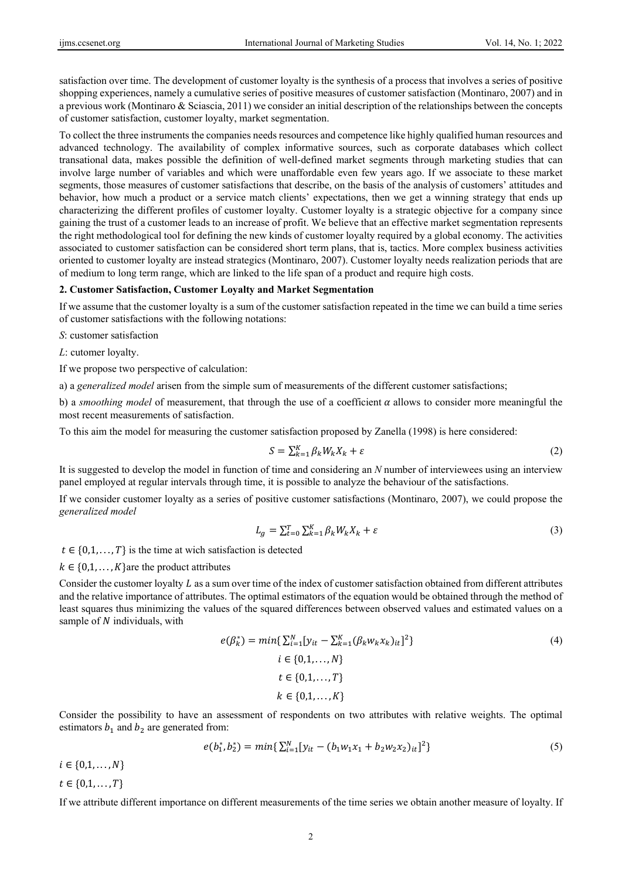satisfaction over time. The development of customer loyalty is the synthesis of a process that involves a series of positive shopping experiences, namely a cumulative series of positive measures of customer satisfaction (Montinaro, 2007) and in a previous work (Montinaro & Sciascia, 2011) we consider an initial description of the relationships between the concepts of customer satisfaction, customer loyalty, market segmentation.

To collect the three instruments the companies needs resources and competence like highly qualified human resources and advanced technology. The availability of complex informative sources, such as corporate databases which collect transational data, makes possible the definition of well-defined market segments through marketing studies that can involve large number of variables and which were unaffordable even few years ago. If we associate to these market segments, those measures of customer satisfactions that describe, on the basis of the analysis of customers' attitudes and behavior, how much a product or a service match clients' expectations, then we get a winning strategy that ends up characterizing the different profiles of customer loyalty. Customer loyalty is a strategic objective for a company since gaining the trust of a customer leads to an increase of profit. We believe that an effective market segmentation represents the right methodological tool for defining the new kinds of customer loyalty required by a global economy. The activities associated to customer satisfaction can be considered short term plans, that is, tactics. More complex business activities oriented to customer loyalty are instead strategics (Montinaro, 2007). Customer loyalty needs realization periods that are of medium to long term range, which are linked to the life span of a product and require high costs.

## 2. Customer Satisfaction, Customer Loyalty and Market Segmentation

If we assume that the customer loyalty is a sum of the customer satisfaction repeated in the time we can build a time series of customer satisfactions with the following notations:

*S*: customer satisfaction

*L*: cutomer loyalty.

If we propose two perspective of calculation:

a) a *generalized model* arisen from the simple sum of measurements of the different customer satisfactions;

b) a *smoothing model* of measurement, that through the use of a coefficient $\alpha$ allows to consider more meaningful the most recent measurements of satisfaction.

To this aim the model for measuring the customer satisfaction proposed by Zanella (1998) is here considered:

$$S = \sum_{k=1}^{K} \beta_k W_k X_k + \varepsilon \tag{2}$$

It is suggested to develop the model in function of time and considering an *N* number of interviewees using an interview panel employed at regular intervals through time, it is possible to analyze the behaviour of the satisfactions.

If we consider customer loyalty as a series of positive customer satisfactions (Montinaro, 2007), we could propose the *generalized model*

$$L_g = \sum_{t=0}^{T} \sum_{k=1}^{K} \beta_k W_k X_k + \varepsilon \tag{3}$$

$t \in \{0,1,\dots,T\}$ is the time at wich satisfaction is detected

$k \in \{0,1,\dots,K\}$are the product attributes

Consider the customer loyalty $L$ as a sum over time of the index of customer satisfaction obtained from different attributes and the relative importance of attributes. The optimal estimators of the equation would be obtained through the method of least squares thus minimizing the values of the squared differences between observed values and estimated values on a sample of $N$ individuals, with

$$e(\beta_k^*) = min\{\sum_{i=1}^{N} [y_{it} - \sum_{k=1}^{K} (\beta_k w_k x_k)_{it}]^2\} \tag{4}$$

$$i \in \{0,1,\dots,N\}$$

$$t \in \{0,1,\dots,T\}$$

$$k \in \{0,1,\dots,K\}$$

Consider the possibility to have an assessment of respondents on two attributes with relative weights. The optimal estimators $b_1$ and $b_2$ are generated from:

$$e(b_1^*, b_2^*) = min\{\sum_{i=1}^{N} [y_{it} - (b_1 w_1 x_1 + b_2 w_2 x_2)_{it}]^2\} \tag{5}$$

$i \in \{0,1,\dots,N\}$

$t \in \{0,1,\dots,T\}$

If we attribute different importance on different measurements of the time series we obtain another measure of loyalty. If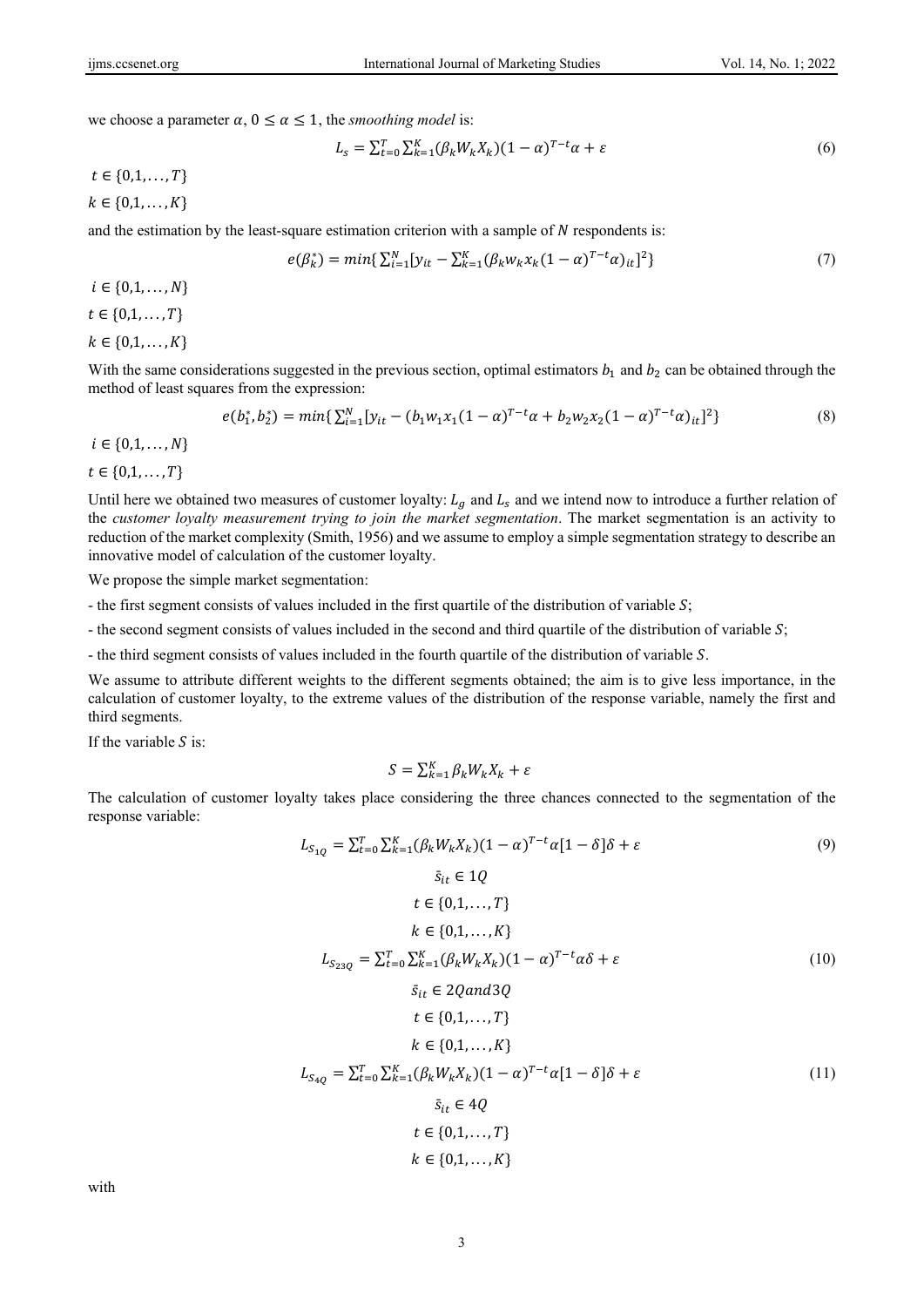we choose a parameter $\alpha$, $0 \le \alpha \le 1$, the *smoothing model* is:

$$L_s = \sum_{t=0}^{T} \sum_{k=1}^{K} (\beta_k W_k X_k)(1-\alpha)^{T-t}\alpha + \varepsilon \tag{6}$$

$t \in \{0,1,\ldots,T\}$

$k \in \{0,1,\ldots,K\}$

and the estimation by the least-square estimation criterion with a sample of $N$ respondents is:

$$e(\beta_k^*) = min\{\sum_{i=1}^{N} [y_{it} - \sum_{k=1}^{K} (\beta_k w_k x_k (1-\alpha)^{T-t}\alpha)_{it}]^2\} \tag{7}$$

$i \in \{0,1,\ldots,N\}$

$t \in \{0,1,\ldots,T\}$

$k \in \{0,1,\ldots,K\}$

With the same considerations suggested in the previous section, optimal estimators $b_1$ and $b_2$ can be obtained through the method of least squares from the expression:

$$e(b_1^*, b_2^*) = min\{\sum_{i=1}^{N} [y_{it} - (b_1 w_1 x_1 (1-\alpha)^{T-t}\alpha + b_2 w_2 x_2 (1-\alpha)^{T-t}\alpha)_{it}]^2\} \tag{8}$$

$i \in \{0,1,\ldots,N\}$

$t \in \{0,1,\ldots,T\}$

Until here we obtained two measures of customer loyalty: $L_g$ and $L_s$ and we intend now to introduce a further relation of the *customer loyalty measurement trying to join the market segmentation*. The market segmentation is an activity to reduction of the market complexity (Smith, 1956) and we assume to employ a simple segmentation strategy to describe an innovative model of calculation of the customer loyalty.

We propose the simple market segmentation:

- the first segment consists of values included in the first quartile of the distribution of variable $S$;
- the second segment consists of values included in the second and third quartile of the distribution of variable $S$;
- the third segment consists of values included in the fourth quartile of the distribution of variable $S$.

We assume to attribute different weights to the different segments obtained; the aim is to give less importance, in the calculation of customer loyalty, to the extreme values of the distribution of the response variable, namely the first and third segments.

If the variable $S$ is:

$$S = \sum_{k=1}^{K} \beta_k W_k X_k + \varepsilon$$

The calculation of customer loyalty takes place considering the three chances connected to the segmentation of the response variable:

$$L_{S_{1Q}} = \sum_{t=0}^{T} \sum_{k=1}^{K} (\beta_k W_k X_k)(1-\alpha)^{T-t}\alpha[1-\delta]\delta + \varepsilon \tag{9}$$

$$\bar{s}_{it} \in 1Q$$

$$t \in \{0,1,\ldots,T\}$$

$$k \in \{0,1,\ldots,K\}$$

$$L_{S_{23Q}} = \sum_{t=0}^{T} \sum_{k=1}^{K} (\beta_k W_k X_k)(1-\alpha)^{T-t}\alpha\delta + \varepsilon \tag{10}$$

$$\bar{s}_{it} \in 2Q and 3Q$$

$$t \in \{0,1,\ldots,T\}$$

$$k \in \{0,1,\ldots,K\}$$

$$L_{S_{4Q}} = \sum_{t=0}^{T} \sum_{k=1}^{K} (\beta_k W_k X_k)(1-\alpha)^{T-t}\alpha[1-\delta]\delta + \varepsilon \tag{11}$$

$$\bar{s}_{it} \in 4Q$$

$$t \in \{0,1,\ldots,T\}$$

$$k \in \{0,1,\ldots,K\}$$

with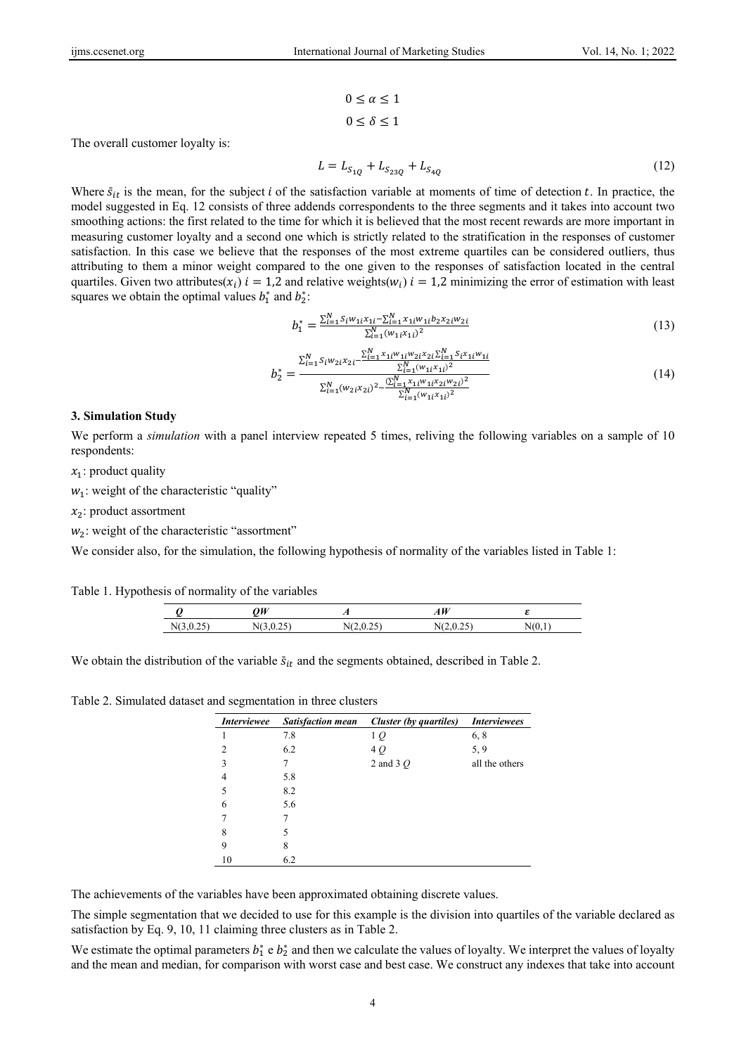$$0 \leq \alpha \leq 1$$

$$0 \leq \delta \leq 1$$

The overall customer loyalty is:

$$L = L_{S_{1Q}} + L_{S_{23Q}} + L_{S_{4Q}} \tag{12}$$

Where $\bar{s}_{it}$ is the mean, for the subject $i$ of the satisfaction variable at moments of time of detection $t$. In practice, the model suggested in Eq. 12 consists of three addends correspondents to the three segments and it takes into account two smoothing actions: the first related to the time for which it is believed that the most recent rewards are more important in measuring customer loyalty and a second one which is strictly related to the stratification in the responses of customer satisfaction. In this case we believe that the responses of the most extreme quartiles can be considered outliers, thus attributing to them a minor weight compared to the one given to the responses of satisfaction located in the central quartiles. Given two attributes($x_i$) $i = 1,2$ and relative weights($w_i$) $i = 1,2$ minimizing the error of estimation with least squares we obtain the optimal values $b_1^*$ and $b_2^*$:

$$b_1^* = \frac{\sum_{i=1}^{N} s_i w_{1i} x_{1i} - \sum_{i=1}^{N} x_{1i} w_{1i} b_2 x_{2i} w_{2i}}{\sum_{i=1}^{N} (w_{1i} x_{1i})^2} \tag{13}$$

$$b_2^* = \frac{\sum_{i=1}^{N} s_i w_{2i} x_{2i} - \frac{\sum_{i=1}^{N} x_{1i} w_{1i} x_{2i} w_{2i} \sum_{i=1}^{N} s_i x_{1i} w_{1i}}{\sum_{i=1}^{N} (w_{1i} x_{1i})^2}}{\sum_{i=1}^{N} (w_{2i} x_{2i})^2 - \frac{(\sum_{i=1}^{N} x_{1i} w_{1i} x_{2i} w_{2i})^2}{\sum_{i=1}^{N} (w_{1i} x_{1i})^2}} \tag{14}$$

## 3. Simulation Study

We perform a *simulation* with a panel interview repeated 5 times, reliving the following variables on a sample of 10 respondents:

$x_1$: product quality

$w_1$: weight of the characteristic "quality"

$x_2$: product assortment

$w_2$: weight of the characteristic "assortment"

We consider also, for the simulation, the following hypothesis of normality of the variables listed in Table 1:

Table 1. Hypothesis of normality of the variables

| *Q* | *QW* | *A* | *AW* | *ε* |
|---|---|---|---|---|
| N(3,0.25) | N(3,0.25) | N(2,0.25) | N(2,0.25) | N(0,1) |

We obtain the distribution of the variable $\bar{s}_{it}$ and the segments obtained, described in Table 2.

Table 2. Simulated dataset and segmentation in three clusters

| *Interviewee* | *Satisfaction mean* | *Cluster (by quartiles)* | *Interviewees* |
|---|---|---|---|
| 1 | 7.8 | 1 *Q* | 6, 8 |
| 2 | 6.2 | 4 *Q* | 5, 9 |
| 3 | 7 | 2 and 3 *Q* | all the others |
| 4 | 5.8 | | |
| 5 | 8.2 | | |
| 6 | 5.6 | | |
| 7 | 7 | | |
| 8 | 5 | | |
| 9 | 8 | | |
| 10 | 6.2 | | |

The achievements of the variables have been approximated obtaining discrete values.

The simple segmentation that we decided to use for this example is the division into quartiles of the variable declared as satisfaction by Eq. 9, 10, 11 claiming three clusters as in Table 2.

We estimate the optimal parameters $b_1^*$ e $b_2^*$ and then we calculate the values of loyalty. We interpret the values of loyalty and the mean and median, for comparison with worst case and best case. We construct any indexes that take into account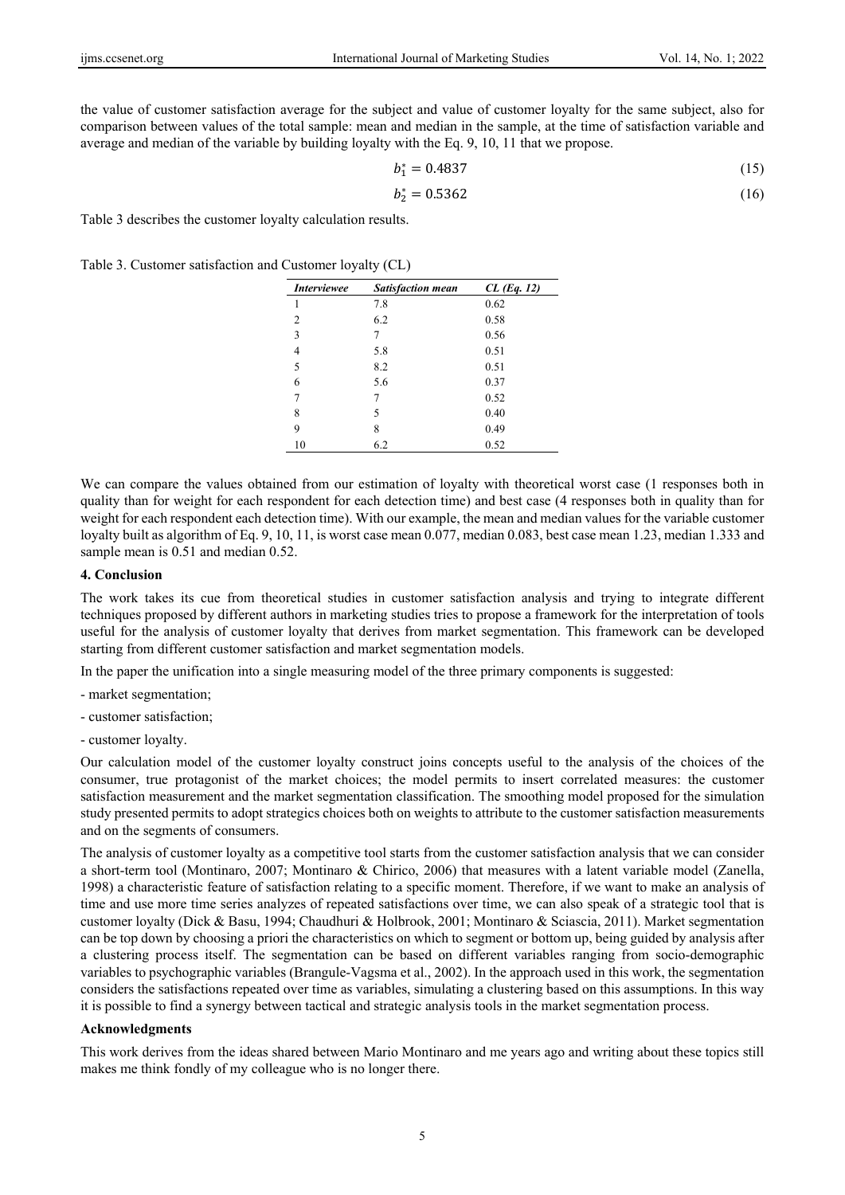the value of customer satisfaction average for the subject and value of customer loyalty for the same subject, also for comparison between values of the total sample: mean and median in the sample, at the time of satisfaction variable and average and median of the variable by building loyalty with the Eq. 9, 10, 11 that we propose.

$$b_1^* = 0.4837 \tag{15}$$

$$b_2^* = 0.5362 \tag{16}$$

Table 3 describes the customer loyalty calculation results.

Table 3. Customer satisfaction and Customer loyalty (CL)

| *Interviewee* | *Satisfaction mean* | *CL (Eq. 12)* |
|---|---|---|
| 1 | 7.8 | 0.62 |
| 2 | 6.2 | 0.58 |
| 3 | 7 | 0.56 |
| 4 | 5.8 | 0.51 |
| 5 | 8.2 | 0.51 |
| 6 | 5.6 | 0.37 |
| 7 | 7 | 0.52 |
| 8 | 5 | 0.40 |
| 9 | 8 | 0.49 |
| 10 | 6.2 | 0.52 |

We can compare the values obtained from our estimation of loyalty with theoretical worst case (1 responses both in quality than for weight for each respondent for each detection time) and best case (4 responses both in quality than for weight for each respondent each detection time). With our example, the mean and median values for the variable customer loyalty built as algorithm of Eq. 9, 10, 11, is worst case mean 0.077, median 0.083, best case mean 1.23, median 1.333 and sample mean is 0.51 and median 0.52.

## 4. Conclusion

The work takes its cue from theoretical studies in customer satisfaction analysis and trying to integrate different techniques proposed by different authors in marketing studies tries to propose a framework for the interpretation of tools useful for the analysis of customer loyalty that derives from market segmentation. This framework can be developed starting from different customer satisfaction and market segmentation models.

In the paper the unification into a single measuring model of the three primary components is suggested:

- market segmentation;

- customer satisfaction;

- customer loyalty.

Our calculation model of the customer loyalty construct joins concepts useful to the analysis of the choices of the consumer, true protagonist of the market choices; the model permits to insert correlated measures: the customer satisfaction measurement and the market segmentation classification. The smoothing model proposed for the simulation study presented permits to adopt strategics choices both on weights to attribute to the customer satisfaction measurements and on the segments of consumers.

The analysis of customer loyalty as a competitive tool starts from the customer satisfaction analysis that we can consider a short-term tool (Montinaro, 2007; Montinaro & Chirico, 2006) that measures with a latent variable model (Zanella, 1998) a characteristic feature of satisfaction relating to a specific moment. Therefore, if we want to make an analysis of time and use more time series analyzes of repeated satisfactions over time, we can also speak of a strategic tool that is customer loyalty (Dick & Basu, 1994; Chaudhuri & Holbrook, 2001; Montinaro & Sciascia, 2011). Market segmentation can be top down by choosing a priori the characteristics on which to segment or bottom up, being guided by analysis after a clustering process itself. The segmentation can be based on different variables ranging from socio-demographic variables to psychographic variables (Brangule-Vagsma et al., 2002). In the approach used in this work, the segmentation considers the satisfactions repeated over time as variables, simulating a clustering based on this assumptions. In this way it is possible to find a synergy between tactical and strategic analysis tools in the market segmentation process.

### Acknowledgments

This work derives from the ideas shared between Mario Montinaro and me years ago and writing about these topics still makes me think fondly of my colleague who is no longer there.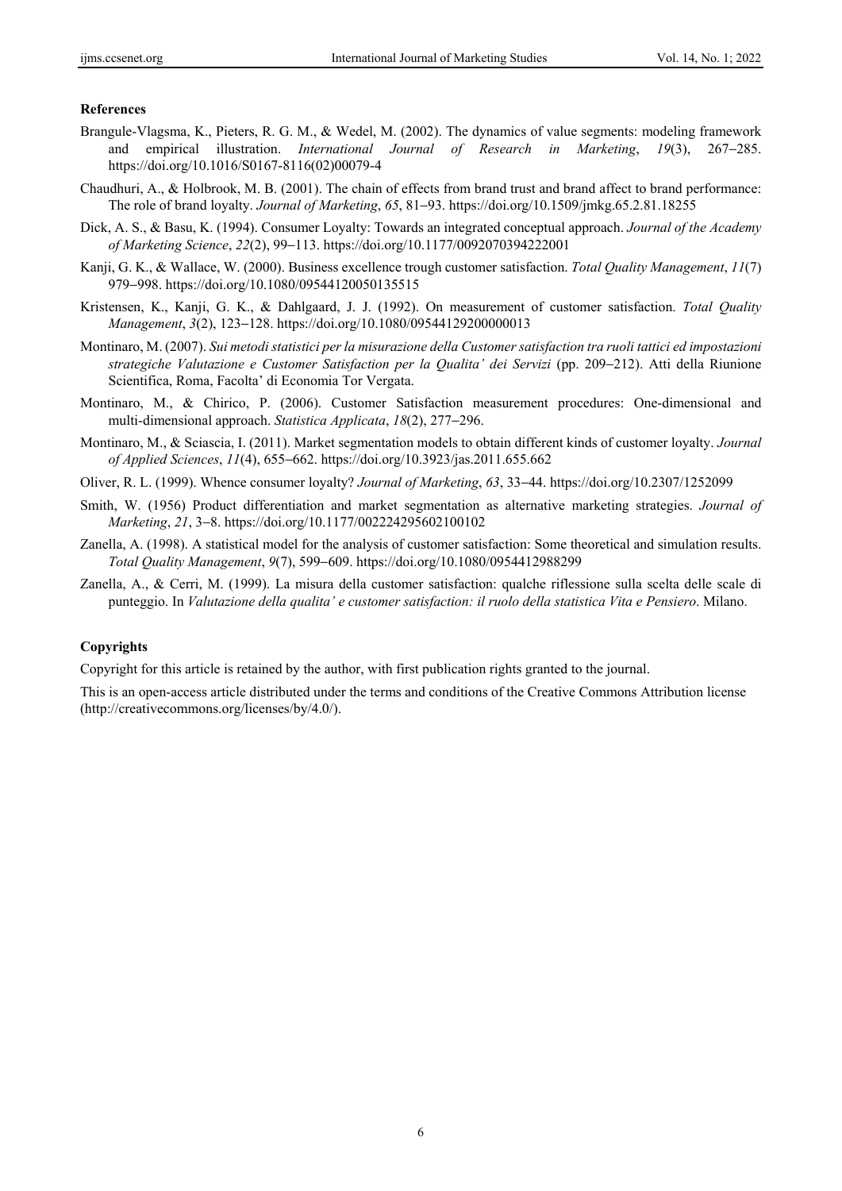**References**

Brangule-Vlagsma, K., Pieters, R. G. M., & Wedel, M. (2002). The dynamics of value segments: modeling framework and empirical illustration. *International Journal of Research in Marketing*, *19*(3), 267–285. https://doi.org/10.1016/S0167-8116(02)00079-4

Chaudhuri, A., & Holbrook, M. B. (2001). The chain of effects from brand trust and brand affect to brand performance: The role of brand loyalty. *Journal of Marketing*, *65*, 81–93. https://doi.org/10.1509/jmkg.65.2.81.18255

Dick, A. S., & Basu, K. (1994). Consumer Loyalty: Towards an integrated conceptual approach. *Journal of the Academy of Marketing Science*, *22*(2), 99–113. https://doi.org/10.1177/0092070394222001

Kanji, G. K., & Wallace, W. (2000). Business excellence trough customer satisfaction. *Total Quality Management*, *11*(7) 979–998. https://doi.org/10.1080/09544120050135515

Kristensen, K., Kanji, G. K., & Dahlgaard, J. J. (1992). On measurement of customer satisfaction. *Total Quality Management*, *3*(2), 123–128. https://doi.org/10.1080/09544129200000013

Montinaro, M. (2007). *Sui metodi statistici per la misurazione della Customer satisfaction tra ruoli tattici ed impostazioni strategiche Valutazione e Customer Satisfaction per la Qualita' dei Servizi* (pp. 209–212). Atti della Riunione Scientifica, Roma, Facolta' di Economia Tor Vergata.

Montinaro, M., & Chirico, P. (2006). Customer Satisfaction measurement procedures: One-dimensional and multi-dimensional approach. *Statistica Applicata*, *18*(2), 277–296.

Montinaro, M., & Sciascia, I. (2011). Market segmentation models to obtain different kinds of customer loyalty. *Journal of Applied Sciences*, *11*(4), 655–662. https://doi.org/10.3923/jas.2011.655.662

Oliver, R. L. (1999). Whence consumer loyalty? *Journal of Marketing*, *63*, 33–44. https://doi.org/10.2307/1252099

Smith, W. (1956) Product differentiation and market segmentation as alternative marketing strategies. *Journal of Marketing*, *21*, 3–8. https://doi.org/10.1177/002224295602100102

Zanella, A. (1998). A statistical model for the analysis of customer satisfaction: Some theoretical and simulation results. *Total Quality Management*, *9*(7), 599–609. https://doi.org/10.1080/0954412988299

Zanella, A., & Cerri, M. (1999). La misura della customer satisfaction: qualche riflessione sulla scelta delle scale di punteggio. In *Valutazione della qualita' e customer satisfaction: il ruolo della statistica Vita e Pensiero*. Milano.

**Copyrights**

Copyright for this article is retained by the author, with first publication rights granted to the journal.

This is an open-access article distributed under the terms and conditions of the Creative Commons Attribution license (http://creativecommons.org/licenses/by/4.0/).